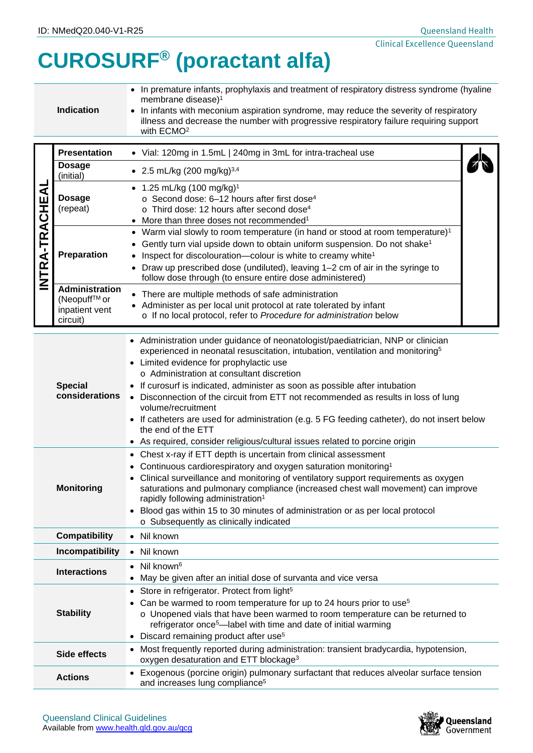ID: NMedQ20.040-V1-R25

Queensland Health
Clinical Excellence Queensland

# CUROSURF® (poractant alfa)

| | |
|---|---|
| **Indication** | • In premature infants, prophylaxis and treatment of respiratory distress syndrome (hyaline membrane disease)[1]<br>• In infants with meconium aspiration syndrome, may reduce the severity of respiratory illness and decrease the number with progressive respiratory failure requiring support with ECMO[2] |

**INTRA-TRACHEAL**

| | |
|---|---|
| **Presentation** | • Vial: 120mg in 1.5mL \| 240mg in 3mL for intra-tracheal use |
| **Dosage** (initial) | • 2.5 mL/kg (200 mg/kg)[3,4] |
| **Dosage** (repeat) | • 1.25 mL/kg (100 mg/kg)[1]<br>o Second dose: 6–12 hours after first dose[4]<br>o Third dose: 12 hours after second dose[4]<br>• More than three doses not recommended[1] |
| **Preparation** | • Warm vial slowly to room temperature (in hand or stood at room temperature)[1]<br>• Gently turn vial upside down to obtain uniform suspension. Do not shake[1]<br>• Inspect for discolouration—colour is white to creamy white[1]<br>• Draw up prescribed dose (undiluted), leaving 1–2 cm of air in the syringe to follow dose through (to ensure entire dose administered) |
| **Administration** (Neopuff™ or inpatient vent circuit) | • There are multiple methods of safe administration<br>• Administer as per local unit protocol at rate tolerated by infant<br>o If no local protocol, refer to *Procedure for administration* below |

| | |
|---|---|
| **Special considerations** | • Administration under guidance of neonatologist/paediatrician, NNP or clinician experienced in neonatal resuscitation, intubation, ventilation and monitoring[5]<br>• Limited evidence for prophylactic use<br>o Administration at consultant discretion<br>• If curosurf is indicated, administer as soon as possible after intubation<br>• Disconnection of the circuit from ETT not recommended as results in loss of lung volume/recruitment<br>• If catheters are used for administration (e.g. 5 FG feeding catheter), do not insert below the end of the ETT<br>• As required, consider religious/cultural issues related to porcine origin |
| **Monitoring** | • Chest x-ray if ETT depth is uncertain from clinical assessment<br>• Continuous cardiorespiratory and oxygen saturation monitoring[1]<br>• Clinical surveillance and monitoring of ventilatory support requirements as oxygen saturations and pulmonary compliance (increased chest wall movement) can improve rapidly following administration[1]<br>• Blood gas within 15 to 30 minutes of administration or as per local protocol<br>o Subsequently as clinically indicated |
| **Compatibility** | • Nil known |
| **Incompatibility** | • Nil known |
| **Interactions** | • Nil known[6]<br>• May be given after an initial dose of survanta and vice versa |
| **Stability** | • Store in refrigerator. Protect from light[5]<br>• Can be warmed to room temperature for up to 24 hours prior to use[5]<br>o Unopened vials that have been warmed to room temperature can be returned to refrigerator once[5]—label with time and date of initial warming<br>• Discard remaining product after use[5] |
| **Side effects** | • Most frequently reported during administration: transient bradycardia, hypotension, oxygen desaturation and ETT blockage[3] |
| **Actions** | • Exogenous (porcine origin) pulmonary surfactant that reduces alveolar surface tension and increases lung compliance[5] |

Queensland Clinical Guidelines
Available from www.health.qld.gov.au/qcg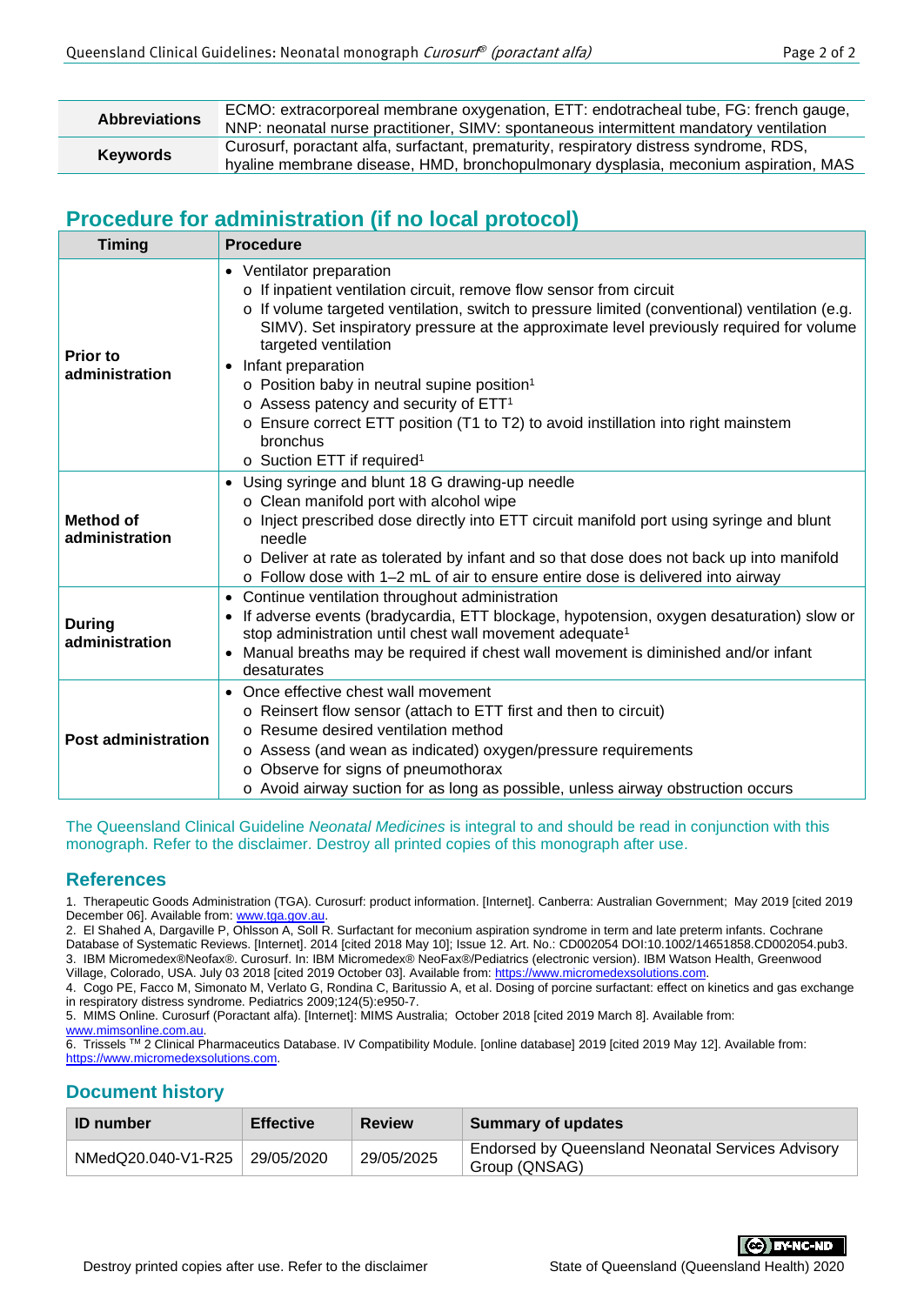| | |
|---|---|
| **Abbreviations** | ECMO: extracorporeal membrane oxygenation, ETT: endotracheal tube, FG: french gauge, NNP: neonatal nurse practitioner, SIMV: spontaneous intermittent mandatory ventilation |
| **Keywords** | Curosurf, poractant alfa, surfactant, prematurity, respiratory distress syndrome, RDS, hyaline membrane disease, HMD, bronchopulmonary dysplasia, meconium aspiration, MAS |

## Procedure for administration (if no local protocol)

| Timing | Procedure |
|---|---|
| **Prior to administration** | • Ventilator preparation<br>  o If inpatient ventilation circuit, remove flow sensor from circuit<br>  o If volume targeted ventilation, switch to pressure limited (conventional) ventilation (e.g. SIMV). Set inspiratory pressure at the approximate level previously required for volume targeted ventilation<br>• Infant preparation<br>  o Position baby in neutral supine position[1]<br>  o Assess patency and security of ETT[1]<br>  o Ensure correct ETT position (T1 to T2) to avoid instillation into right mainstem bronchus<br>  o Suction ETT if required[1] |
| **Method of administration** | • Using syringe and blunt 18 G drawing-up needle<br>  o Clean manifold port with alcohol wipe<br>  o Inject prescribed dose directly into ETT circuit manifold port using syringe and blunt needle<br>  o Deliver at rate as tolerated by infant and so that dose does not back up into manifold<br>  o Follow dose with 1–2 mL of air to ensure entire dose is delivered into airway |
| **During administration** | • Continue ventilation throughout administration<br>• If adverse events (bradycardia, ETT blockage, hypotension, oxygen desaturation) slow or stop administration until chest wall movement adequate[1]<br>• Manual breaths may be required if chest wall movement is diminished and/or infant desaturates |
| **Post administration** | • Once effective chest wall movement<br>  o Reinsert flow sensor (attach to ETT first and then to circuit)<br>  o Resume desired ventilation method<br>  o Assess (and wean as indicated) oxygen/pressure requirements<br>  o Observe for signs of pneumothorax<br>  o Avoid airway suction for as long as possible, unless airway obstruction occurs |

The Queensland Clinical Guideline *Neonatal Medicines* is integral to and should be read in conjunction with this monograph. Refer to the disclaimer. Destroy all printed copies of this monograph after use.

## References

1. Therapeutic Goods Administration (TGA). Curosurf: product information. [Internet]. Canberra: Australian Government; May 2019 [cited 2019 December 06]. Available from: www.tga.gov.au.
2. El Shahed A, Dargaville P, Ohlsson A, Soll R. Surfactant for meconium aspiration syndrome in term and late preterm infants. Cochrane Database of Systematic Reviews. [Internet]. 2014 [cited 2018 May 10]; Issue 12. Art. No.: CD002054 DOI:10.1002/14651858.CD002054.pub3.
3. IBM Micromedex®Neofax®. Curosurf. In: IBM Micromedex® NeoFax®/Pediatrics (electronic version). IBM Watson Health, Greenwood Village, Colorado, USA. July 03 2018 [cited 2019 October 03]. Available from: https://www.micromedexsolutions.com.
4. Cogo PE, Facco M, Simonato M, Verlato G, Rondina C, Baritussio A, et al. Dosing of porcine surfactant: effect on kinetics and gas exchange in respiratory distress syndrome. Pediatrics 2009;124(5):e950-7.
5. MIMS Online. Curosurf (Poractant alfa). [Internet]: MIMS Australia; October 2018 [cited 2019 March 8]. Available from: www.mimsonline.com.au.
6. Trissels ™ 2 Clinical Pharmaceutics Database. IV Compatibility Module. [online database] 2019 [cited 2019 May 12]. Available from: https://www.micromedexsolutions.com.

## Document history

| ID number | Effective | Review | Summary of updates |
|---|---|---|---|
| NMedQ20.040-V1-R25 | 29/05/2020 | 29/05/2025 | Endorsed by Queensland Neonatal Services Advisory Group (QNSAG) |